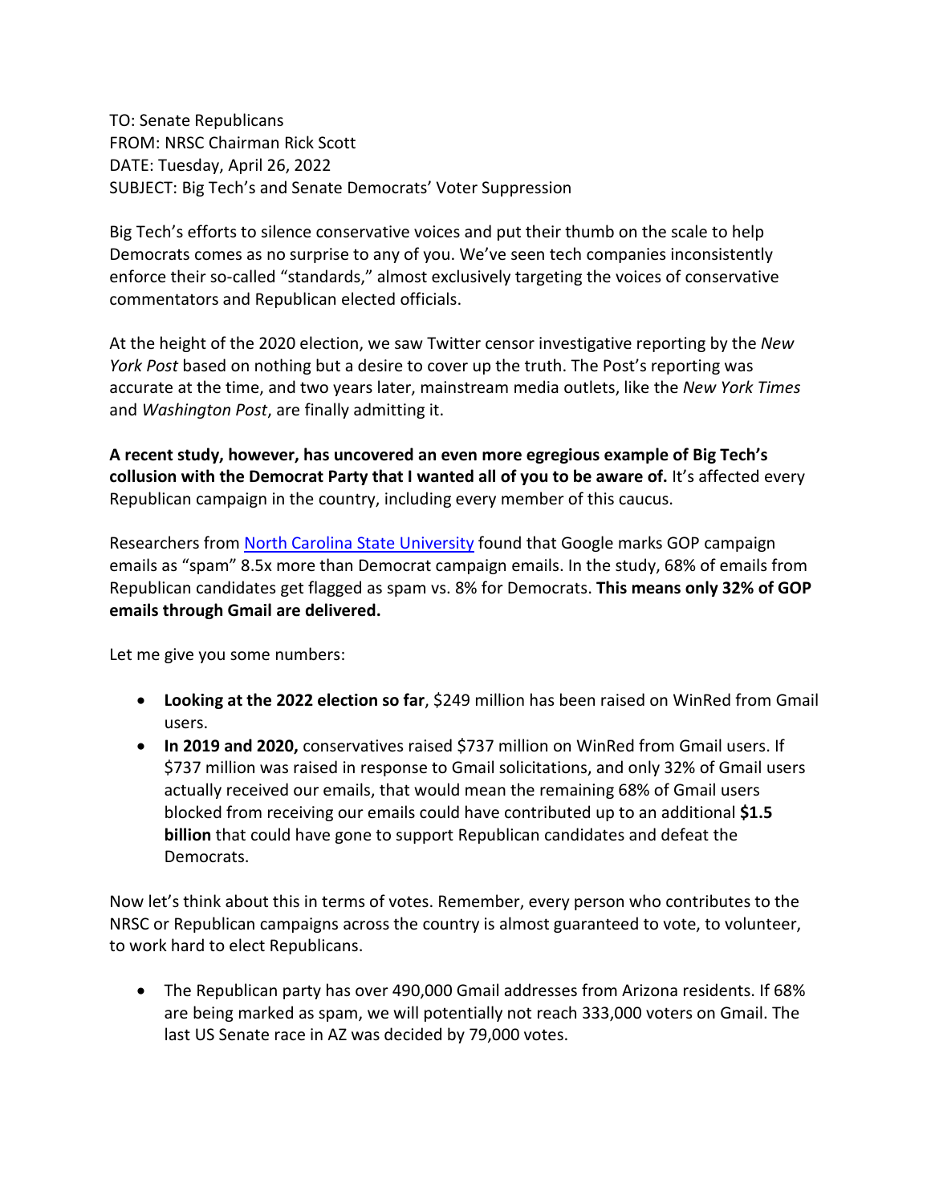TO: Senate Republicans
FROM: NRSC Chairman Rick Scott
DATE: Tuesday, April 26, 2022
SUBJECT: Big Tech's and Senate Democrats' Voter Suppression

Big Tech's efforts to silence conservative voices and put their thumb on the scale to help Democrats comes as no surprise to any of you. We've seen tech companies inconsistently enforce their so-called "standards," almost exclusively targeting the voices of conservative commentators and Republican elected officials.

At the height of the 2020 election, we saw Twitter censor investigative reporting by the *New York Post* based on nothing but a desire to cover up the truth. The Post's reporting was accurate at the time, and two years later, mainstream media outlets, like the *New York Times* and *Washington Post*, are finally admitting it.

**A recent study, however, has uncovered an even more egregious example of Big Tech's collusion with the Democrat Party that I wanted all of you to be aware of.** It's affected every Republican campaign in the country, including every member of this caucus.

Researchers from [North Carolina State University] found that Google marks GOP campaign emails as "spam" 8.5x more than Democrat campaign emails. In the study, 68% of emails from Republican candidates get flagged as spam vs. 8% for Democrats. **This means only 32% of GOP emails through Gmail are delivered.**

Let me give you some numbers:

- **Looking at the 2022 election so far**, $249 million has been raised on WinRed from Gmail users.
- **In 2019 and 2020,** conservatives raised $737 million on WinRed from Gmail users. If $737 million was raised in response to Gmail solicitations, and only 32% of Gmail users actually received our emails, that would mean the remaining 68% of Gmail users blocked from receiving our emails could have contributed up to an additional **$1.5 billion** that could have gone to support Republican candidates and defeat the Democrats.

Now let's think about this in terms of votes. Remember, every person who contributes to the NRSC or Republican campaigns across the country is almost guaranteed to vote, to volunteer, to work hard to elect Republicans.

- The Republican party has over 490,000 Gmail addresses from Arizona residents. If 68% are being marked as spam, we will potentially not reach 333,000 voters on Gmail. The last US Senate race in AZ was decided by 79,000 votes.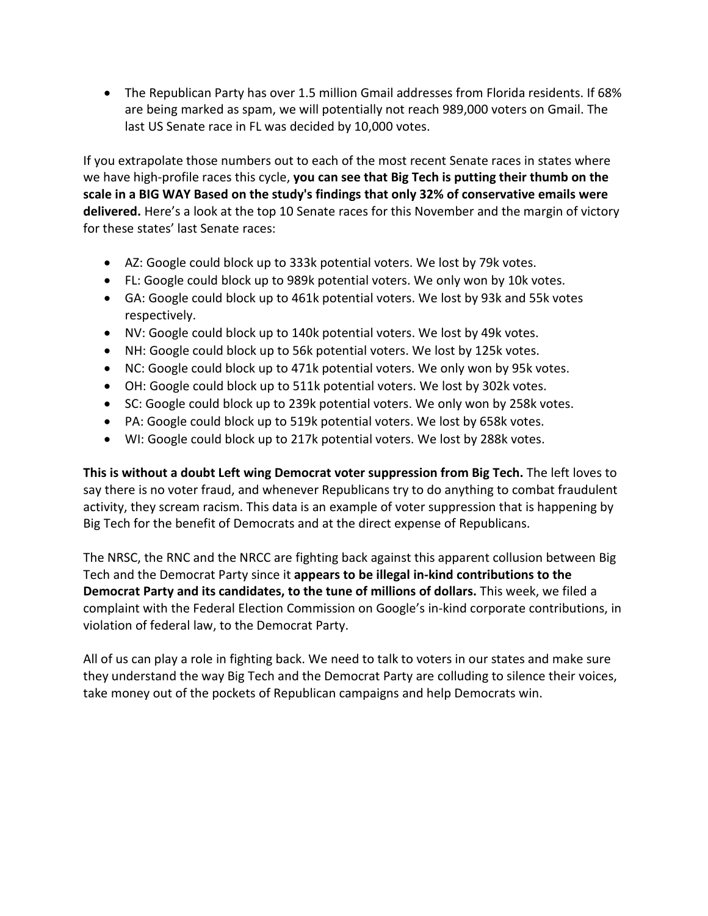- The Republican Party has over 1.5 million Gmail addresses from Florida residents. If 68% are being marked as spam, we will potentially not reach 989,000 voters on Gmail. The last US Senate race in FL was decided by 10,000 votes.

If you extrapolate those numbers out to each of the most recent Senate races in states where we have high-profile races this cycle, **you can see that Big Tech is putting their thumb on the scale in a BIG WAY Based on the study's findings that only 32% of conservative emails were delivered.** Here's a look at the top 10 Senate races for this November and the margin of victory for these states' last Senate races:

- AZ: Google could block up to 333k potential voters. We lost by 79k votes.
- FL: Google could block up to 989k potential voters. We only won by 10k votes.
- GA: Google could block up to 461k potential voters. We lost by 93k and 55k votes respectively.
- NV: Google could block up to 140k potential voters. We lost by 49k votes.
- NH: Google could block up to 56k potential voters. We lost by 125k votes.
- NC: Google could block up to 471k potential voters. We only won by 95k votes.
- OH: Google could block up to 511k potential voters. We lost by 302k votes.
- SC: Google could block up to 239k potential voters. We only won by 258k votes.
- PA: Google could block up to 519k potential voters. We lost by 658k votes.
- WI: Google could block up to 217k potential voters. We lost by 288k votes.

**This is without a doubt Left wing Democrat voter suppression from Big Tech.** The left loves to say there is no voter fraud, and whenever Republicans try to do anything to combat fraudulent activity, they scream racism. This data is an example of voter suppression that is happening by Big Tech for the benefit of Democrats and at the direct expense of Republicans.

The NRSC, the RNC and the NRCC are fighting back against this apparent collusion between Big Tech and the Democrat Party since it **appears to be illegal in-kind contributions to the Democrat Party and its candidates, to the tune of millions of dollars.** This week, we filed a complaint with the Federal Election Commission on Google's in-kind corporate contributions, in violation of federal law, to the Democrat Party.

All of us can play a role in fighting back. We need to talk to voters in our states and make sure they understand the way Big Tech and the Democrat Party are colluding to silence their voices, take money out of the pockets of Republican campaigns and help Democrats win.